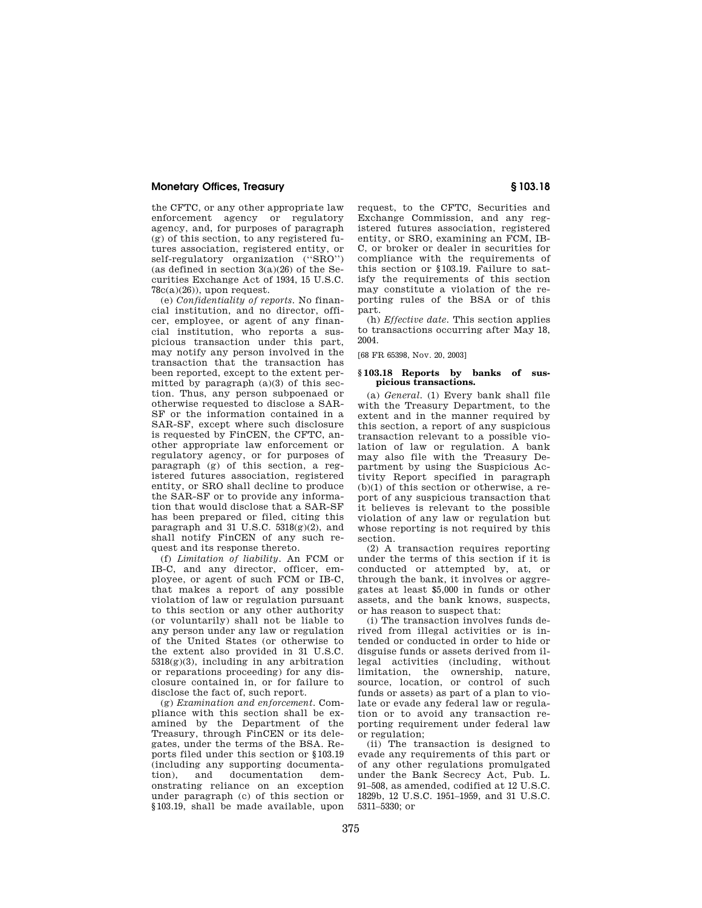the CFTC, or any other appropriate law enforcement agency or regulatory agency, and, for purposes of paragraph (g) of this section, to any registered futures association, registered entity, or self-regulatory organization (''SRO'') (as defined in section 3(a)(26) of the Securities Exchange Act of 1934, 15 U.S.C. 78c(a)(26)), upon request.

(e) *Confidentiality of reports.* No financial institution, and no director, officer, employee, or agent of any financial institution, who reports a suspicious transaction under this part, may notify any person involved in the transaction that the transaction has been reported, except to the extent permitted by paragraph (a)(3) of this section. Thus, any person subpoenaed or otherwise requested to disclose a SAR-SF or the information contained in a SAR-SF, except where such disclosure is requested by FinCEN, the CFTC, another appropriate law enforcement or regulatory agency, or for purposes of paragraph (g) of this section, a registered futures association, registered entity, or SRO shall decline to produce the SAR-SF or to provide any information that would disclose that a SAR-SF has been prepared or filed, citing this paragraph and 31 U.S.C. 5318(g)(2), and shall notify FinCEN of any such request and its response thereto.

(f) *Limitation of liability.* An FCM or IB-C, and any director, officer, employee, or agent of such FCM or IB-C, that makes a report of any possible violation of law or regulation pursuant to this section or any other authority (or voluntarily) shall not be liable to any person under any law or regulation of the United States (or otherwise to the extent also provided in 31 U.S.C. 5318(g)(3), including in any arbitration or reparations proceeding) for any disclosure contained in, or for failure to disclose the fact of, such report.

(g) *Examination and enforcement.* Compliance with this section shall be examined by the Department of the Treasury, through FinCEN or its delegates, under the terms of the BSA. Reports filed under this section or §103.19 (including any supporting documentation), and documentation demonstrating reliance on an exception under paragraph (c) of this section or §103.19, shall be made available, upon request, to the CFTC, Securities and Exchange Commission, and any registered futures association, registered entity, or SRO, examining an FCM, IB-C, or broker or dealer in securities for compliance with the requirements of this section or §103.19. Failure to satisfy the requirements of this section may constitute a violation of the reporting rules of the BSA or of this part.

(h) *Effective date.* This section applies to transactions occurring after May 18, 2004.

[68 FR 65398, Nov. 20, 2003]

### §103.18 Reports by banks of suspicious transactions.

(a) *General.* (1) Every bank shall file with the Treasury Department, to the extent and in the manner required by this section, a report of any suspicious transaction relevant to a possible violation of law or regulation. A bank may also file with the Treasury Department by using the Suspicious Activity Report specified in paragraph (b)(1) of this section or otherwise, a report of any suspicious transaction that it believes is relevant to the possible violation of any law or regulation but whose reporting is not required by this section.

(2) A transaction requires reporting under the terms of this section if it is conducted or attempted by, at, or through the bank, it involves or aggregates at least $5,000 in funds or other assets, and the bank knows, suspects, or has reason to suspect that:

(i) The transaction involves funds derived from illegal activities or is intended or conducted in order to hide or disguise funds or assets derived from illegal activities (including, without limitation, the ownership, nature, source, location, or control of such funds or assets) as part of a plan to violate or evade any federal law or regulation or to avoid any transaction reporting requirement under federal law or regulation;

(ii) The transaction is designed to evade any requirements of this part or of any other regulations promulgated under the Bank Secrecy Act, Pub. L. 91–508, as amended, codified at 12 U.S.C. 1829b, 12 U.S.C. 1951–1959, and 31 U.S.C. 5311–5330; or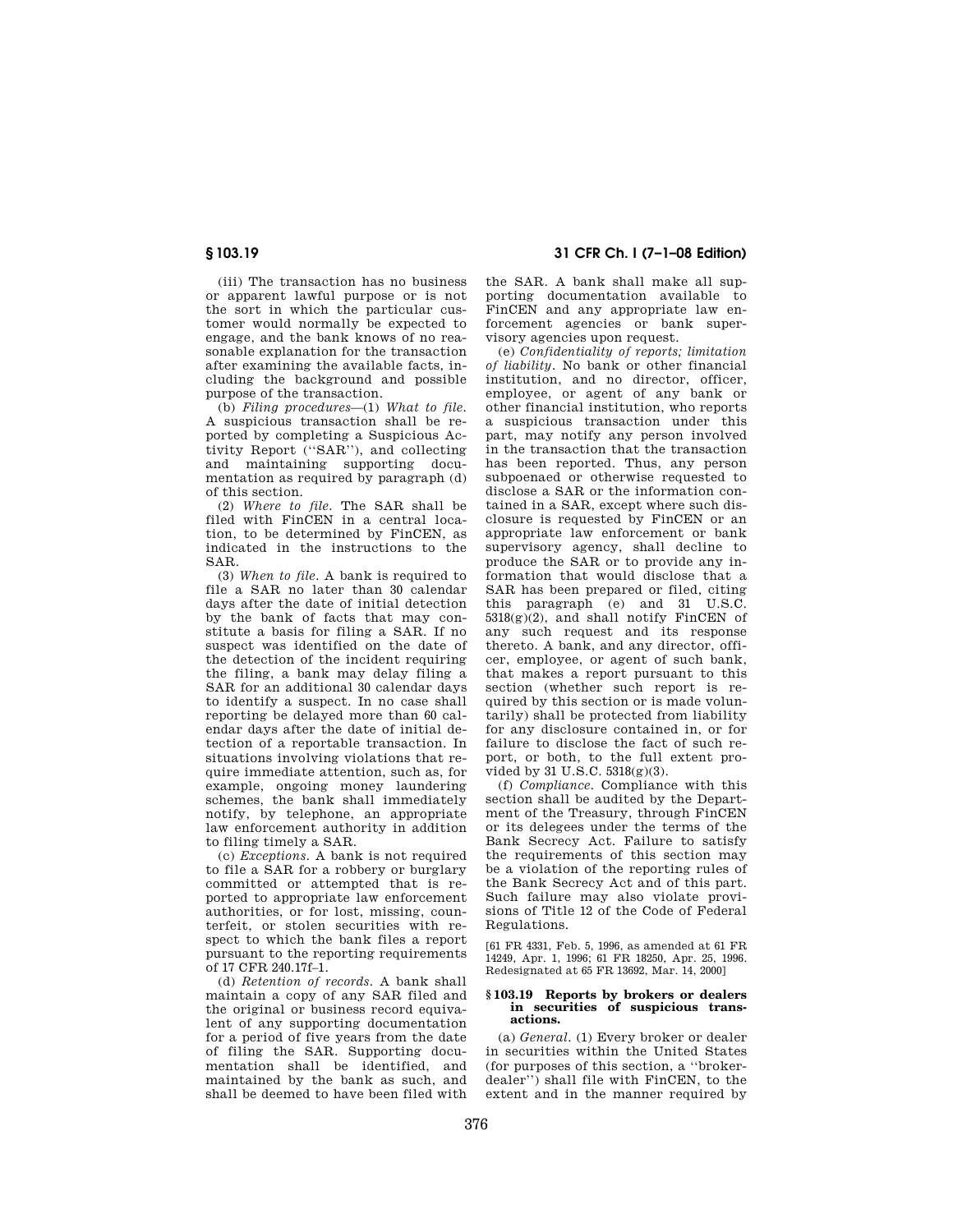(iii) The transaction has no business or apparent lawful purpose or is not the sort in which the particular customer would normally be expected to engage, and the bank knows of no reasonable explanation for the transaction after examining the available facts, including the background and possible purpose of the transaction.

(b) *Filing procedures*—(1) *What to file.* A suspicious transaction shall be reported by completing a Suspicious Activity Report ("SAR"), and collecting and maintaining supporting documentation as required by paragraph (d) of this section.

(2) *Where to file.* The SAR shall be filed with FinCEN in a central location, to be determined by FinCEN, as indicated in the instructions to the SAR.

(3) *When to file.* A bank is required to file a SAR no later than 30 calendar days after the date of initial detection by the bank of facts that may constitute a basis for filing a SAR. If no suspect was identified on the date of the detection of the incident requiring the filing, a bank may delay filing a SAR for an additional 30 calendar days to identify a suspect. In no case shall reporting be delayed more than 60 calendar days after the date of initial detection of a reportable transaction. In situations involving violations that require immediate attention, such as, for example, ongoing money laundering schemes, the bank shall immediately notify, by telephone, an appropriate law enforcement authority in addition to filing timely a SAR.

(c) *Exceptions.* A bank is not required to file a SAR for a robbery or burglary committed or attempted that is reported to appropriate law enforcement authorities, or for lost, missing, counterfeit, or stolen securities with respect to which the bank files a report pursuant to the reporting requirements of 17 CFR 240.17f–1.

(d) *Retention of records.* A bank shall maintain a copy of any SAR filed and the original or business record equivalent of any supporting documentation for a period of five years from the date of filing the SAR. Supporting documentation shall be identified, and maintained by the bank as such, and shall be deemed to have been filed with the SAR. A bank shall make all supporting documentation available to FinCEN and any appropriate law enforcement agencies or bank supervisory agencies upon request.

(e) *Confidentiality of reports; limitation of liability.* No bank or other financial institution, and no director, officer, employee, or agent of any bank or other financial institution, who reports a suspicious transaction under this part, may notify any person involved in the transaction that the transaction has been reported. Thus, any person subpoenaed or otherwise requested to disclose a SAR or the information contained in a SAR, except where such disclosure is requested by FinCEN or an appropriate law enforcement or bank supervisory agency, shall decline to produce the SAR or to provide any information that would disclose that a SAR has been prepared or filed, citing this paragraph (e) and 31 U.S.C. 5318(g)(2), and shall notify FinCEN of any such request and its response thereto. A bank, and any director, officer, employee, or agent of such bank, that makes a report pursuant to this section (whether such report is required by this section or is made voluntarily) shall be protected from liability for any disclosure contained in, or for failure to disclose the fact of such report, or both, to the full extent provided by 31 U.S.C. 5318(g)(3).

(f) *Compliance.* Compliance with this section shall be audited by the Department of the Treasury, through FinCEN or its delegees under the terms of the Bank Secrecy Act. Failure to satisfy the requirements of this section may be a violation of the reporting rules of the Bank Secrecy Act and of this part. Such failure may also violate provisions of Title 12 of the Code of Federal Regulations.

[61 FR 4331, Feb. 5, 1996, as amended at 61 FR 14249, Apr. 1, 1996; 61 FR 18250, Apr. 25, 1996. Redesignated at 65 FR 13692, Mar. 14, 2000]

### § 103.19 Reports by brokers or dealers in securities of suspicious transactions.

(a) *General.* (1) Every broker or dealer in securities within the United States (for purposes of this section, a "broker-dealer") shall file with FinCEN, to the extent and in the manner required by